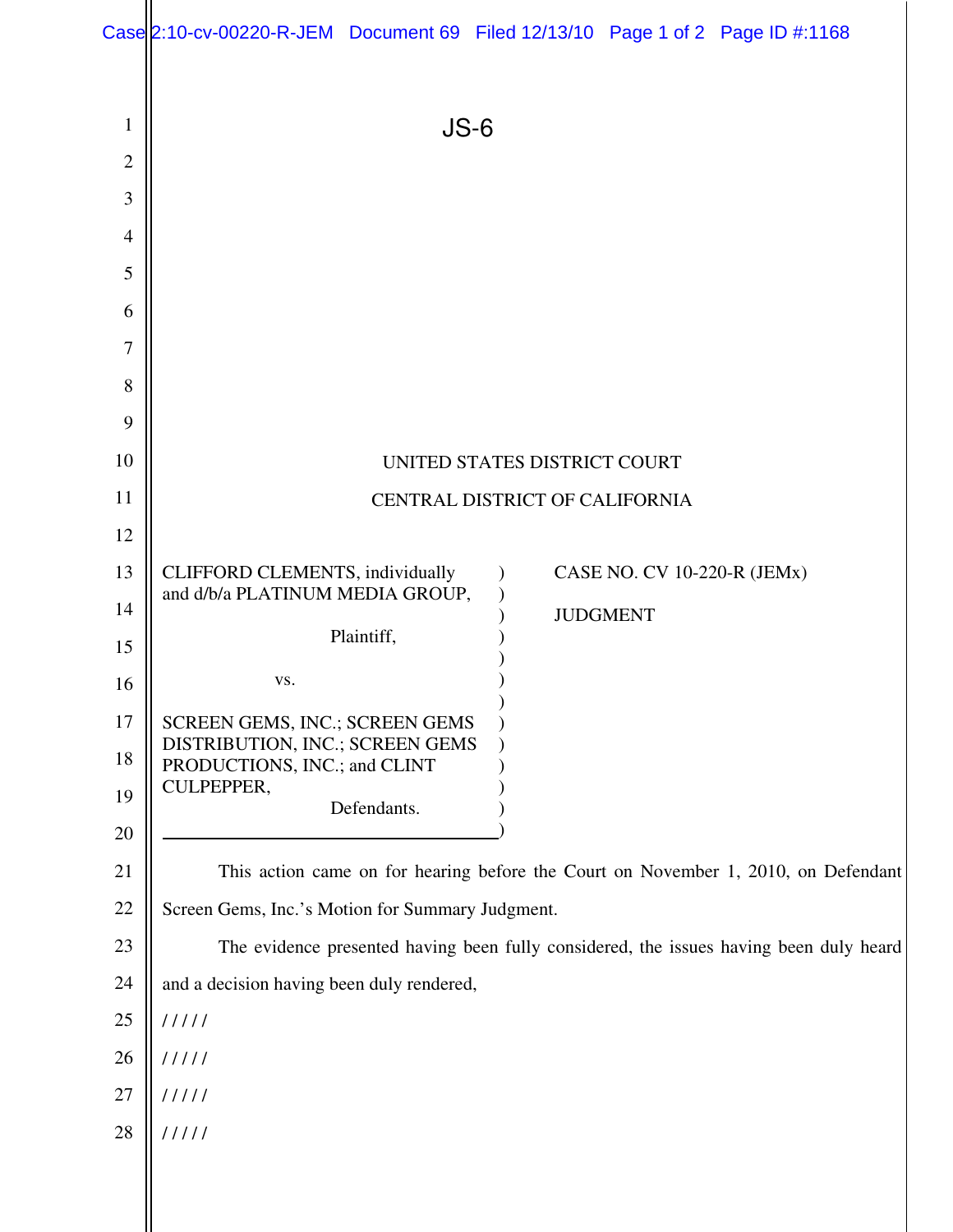JS-6

UNITED STATES DISTRICT COURT

CENTRAL DISTRICT OF CALIFORNIA

| | |
|---|---|
| CLIFFORD CLEMENTS, individually and d/b/a PLATINUM MEDIA GROUP,<br><br>Plaintiff,<br><br>vs.<br><br>SCREEN GEMS, INC.; SCREEN GEMS DISTRIBUTION, INC.; SCREEN GEMS PRODUCTIONS, INC.; and CLINT CULPEPPER,<br><br>Defendants. | CASE NO. CV 10-220-R (JEMx)<br><br>JUDGMENT |

This action came on for hearing before the Court on November 1, 2010, on Defendant Screen Gems, Inc.'s Motion for Summary Judgment.

The evidence presented having been fully considered, the issues having been duly heard and a decision having been duly rendered,

/ / / / /

/ / / / /

/ / / / /

/ / / / /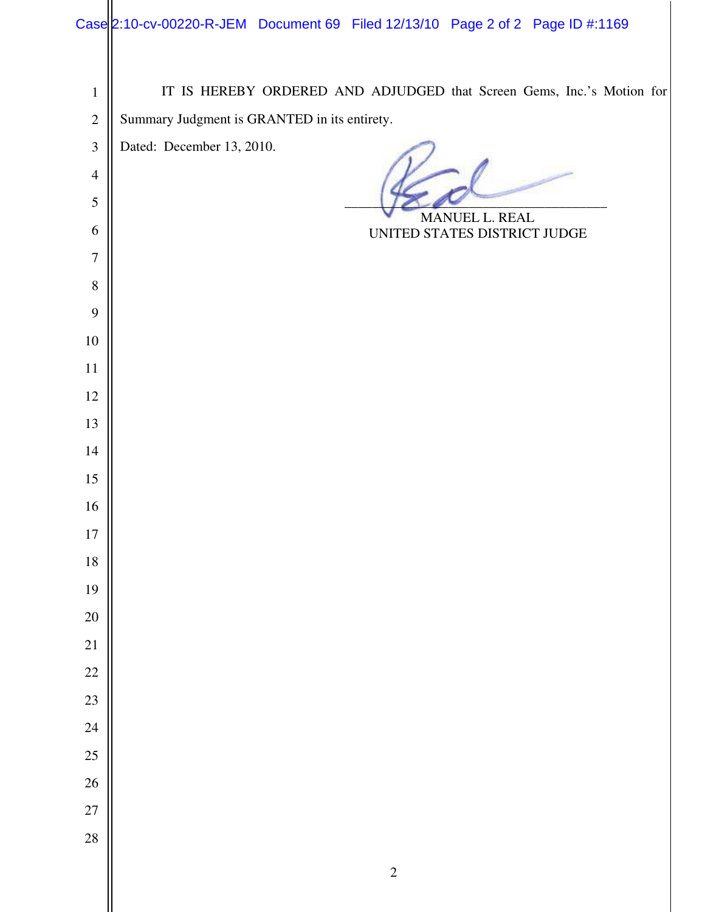IT IS HEREBY ORDERED AND ADJUDGED that Screen Gems, Inc.'s Motion for Summary Judgment is GRANTED in its entirety.

Dated: December 13, 2010.

\_\_\_\_\_\_\_\_\_\_\_\_\_\_\_\_\_\_\_\_\_\_\_\_\_\_\_\_\_\_\_\_\_\_\_\_\_\_\_\_

MANUEL L. REAL
UNITED STATES DISTRICT JUDGE